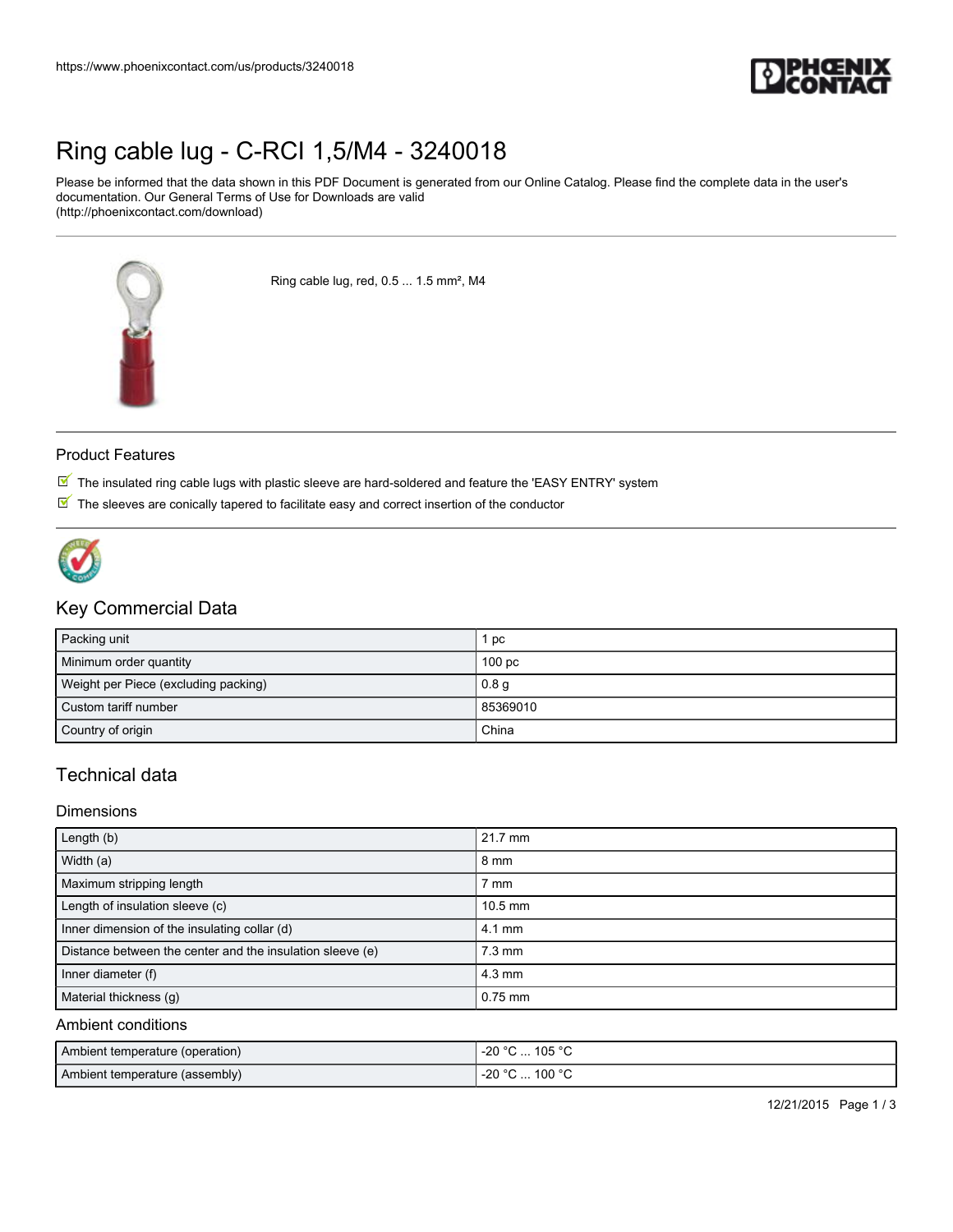# Ring cable lug - C-RCI 1,5/M4 - 3240018

Please be informed that the data shown in this PDF Document is generated from our Online Catalog. Please find the complete data in the user's documentation. Our General Terms of Use for Downloads are valid (http://phoenixcontact.com/download)

Ring cable lug, red, 0.5 ... 1.5 mm², M4

## Product Features

- The insulated ring cable lugs with plastic sleeve are hard-soldered and feature the 'EASY ENTRY' system
- The sleeves are conically tapered to facilitate easy and correct insertion of the conductor

## Key Commercial Data

| | |
|---|---|
| Packing unit | 1 pc |
| Minimum order quantity | 100 pc |
| Weight per Piece (excluding packing) | 0.8 g |
| Custom tariff number | 85369010 |
| Country of origin | China |

## Technical data

### Dimensions

| | |
|---|---|
| Length (b) | 21.7 mm |
| Width (a) | 8 mm |
| Maximum stripping length | 7 mm |
| Length of insulation sleeve (c) | 10.5 mm |
| Inner dimension of the insulating collar (d) | 4.1 mm |
| Distance between the center and the insulation sleeve (e) | 7.3 mm |
| Inner diameter (f) | 4.3 mm |
| Material thickness (g) | 0.75 mm |

### Ambient conditions

| | |
|---|---|
| Ambient temperature (operation) | -20 °C ... 105 °C |
| Ambient temperature (assembly) | -20 °C ... 100 °C |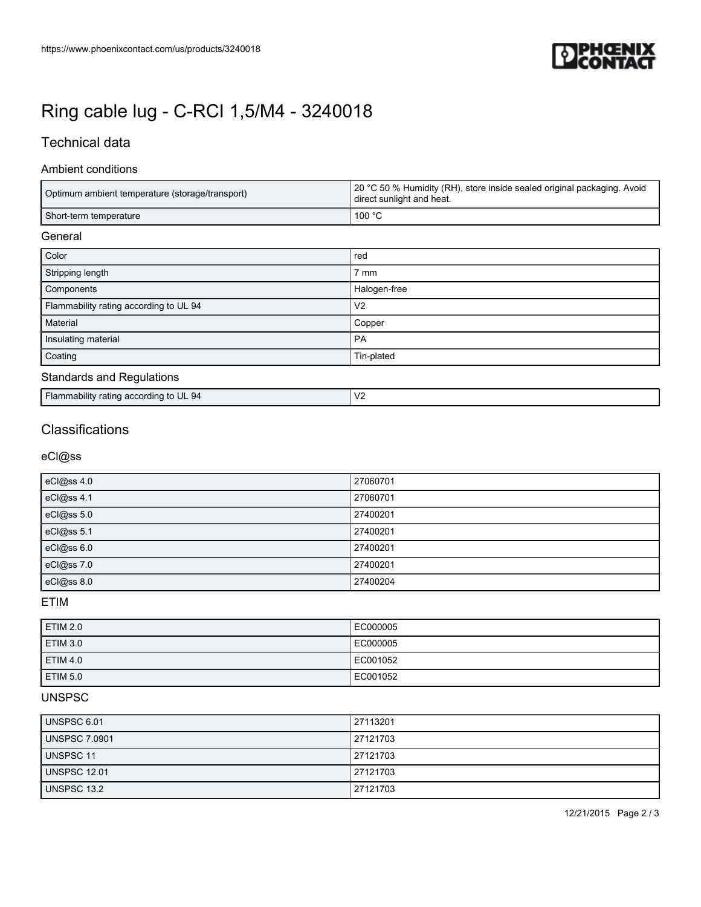# Ring cable lug - C-RCI 1,5/M4 - 3240018

## Technical data

### Ambient conditions

| | |
|---|---|
| Optimum ambient temperature (storage/transport) | 20 °C 50 % Humidity (RH), store inside sealed original packaging. Avoid direct sunlight and heat. |
| Short-term temperature | 100 °C |

### General

| | |
|---|---|
| Color | red |
| Stripping length | 7 mm |
| Components | Halogen-free |
| Flammability rating according to UL 94 | V2 |
| Material | Copper |
| Insulating material | PA |
| Coating | Tin-plated |

### Standards and Regulations

| | |
|---|---|
| Flammability rating according to UL 94 | V2 |

## Classifications

### eCl@ss

| | |
|---|---|
| eCl@ss 4.0 | 27060701 |
| eCl@ss 4.1 | 27060701 |
| eCl@ss 5.0 | 27400201 |
| eCl@ss 5.1 | 27400201 |
| eCl@ss 6.0 | 27400201 |
| eCl@ss 7.0 | 27400201 |
| eCl@ss 8.0 | 27400204 |

### ETIM

| | |
|---|---|
| ETIM 2.0 | EC000005 |
| ETIM 3.0 | EC000005 |
| ETIM 4.0 | EC001052 |
| ETIM 5.0 | EC001052 |

### UNSPSC

| | |
|---|---|
| UNSPSC 6.01 | 27113201 |
| UNSPSC 7.0901 | 27121703 |
| UNSPSC 11 | 27121703 |
| UNSPSC 12.01 | 27121703 |
| UNSPSC 13.2 | 27121703 |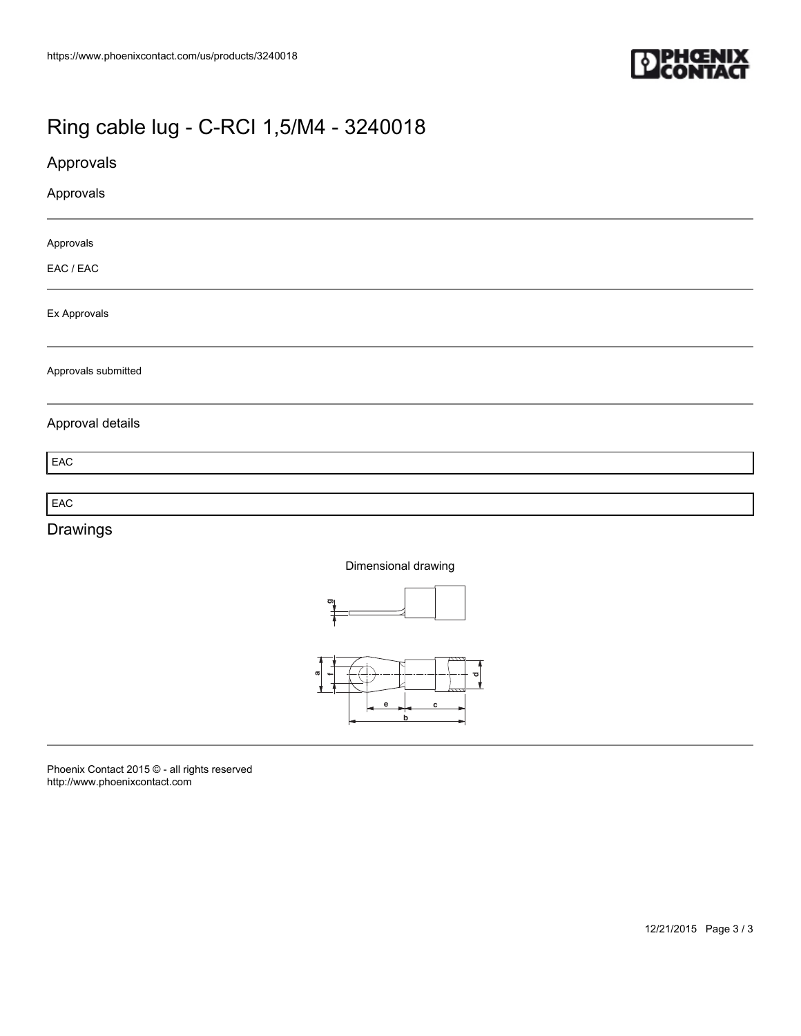# Ring cable lug - C-RCI 1,5/M4 - 3240018

## Approvals

### Approvals

Approvals

EAC / EAC

Ex Approvals

Approvals submitted

### Approval details

EAC

EAC

## Drawings

Dimensional drawing

g

a

f

d

e

c

b